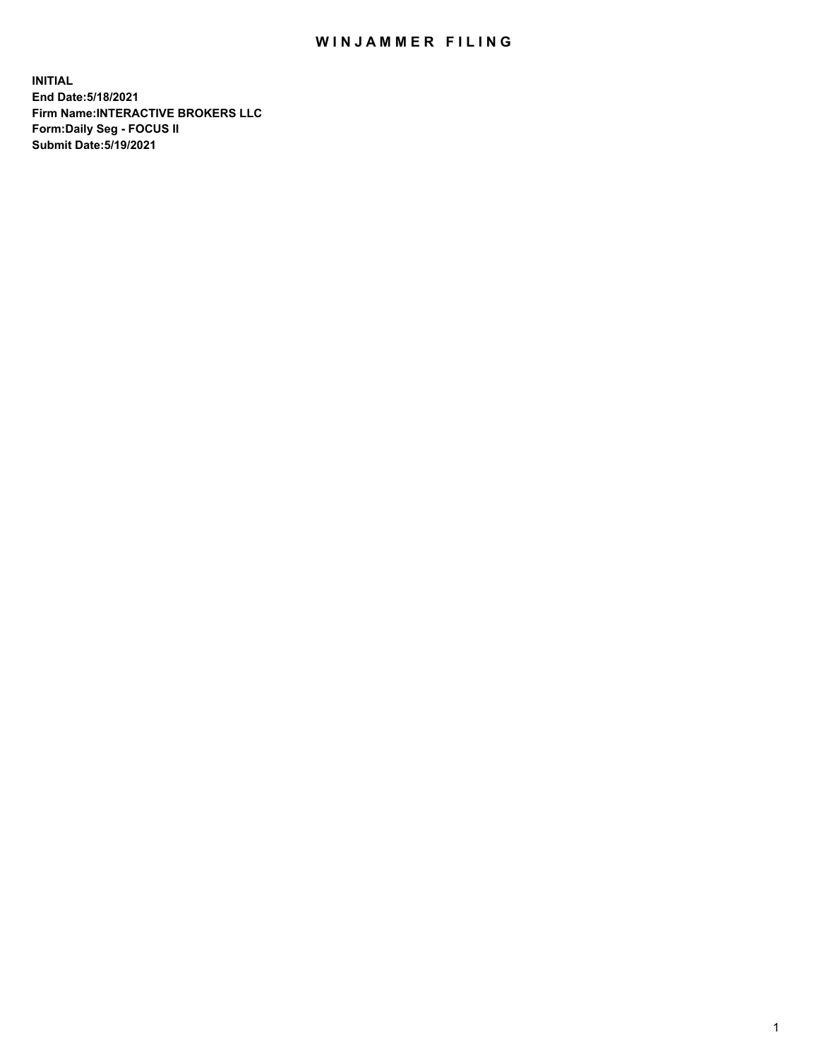# WINJAMMER FILING

**INITIAL**
**End Date:5/18/2021**
**Firm Name:INTERACTIVE BROKERS LLC**
**Form:Daily Seg - FOCUS II**
**Submit Date:5/19/2021**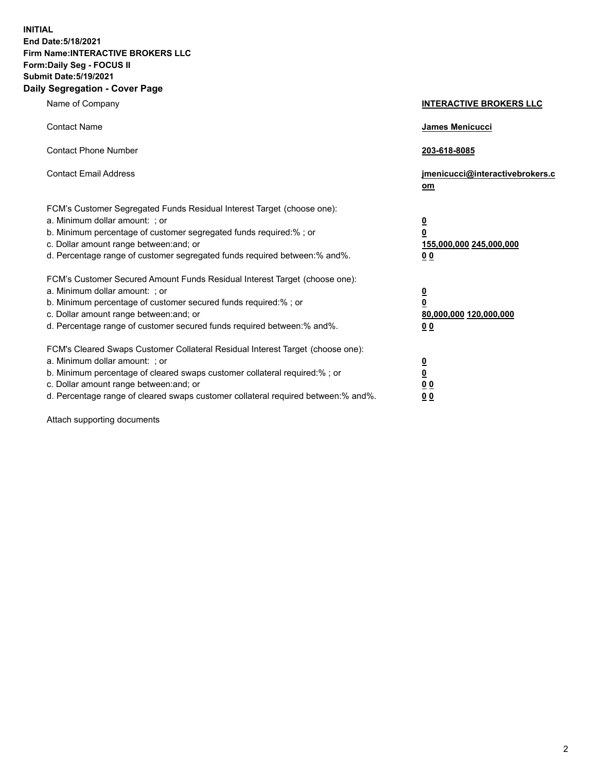**INITIAL**
**End Date:5/18/2021**
**Firm Name:INTERACTIVE BROKERS LLC**
**Form:Daily Seg - FOCUS II**
**Submit Date:5/19/2021**

## Daily Segregation - Cover Page

| | |
|---|---|
| Name of Company | **INTERACTIVE BROKERS LLC** |
| Contact Name | **James Menicucci** |
| Contact Phone Number | **203-618-8085** |
| Contact Email Address | **jmenicucci@interactivebrokers.com** |

| | |
|---|---|
| FCM's Customer Segregated Funds Residual Interest Target (choose one): | |
| a. Minimum dollar amount: ; or | **0** |
| b. Minimum percentage of customer segregated funds required:% ; or | **0** |
| c. Dollar amount range between:and; or | **155,000,000 245,000,000** |
| d. Percentage range of customer segregated funds required between:% and%. | **0 0** |
| FCM's Customer Secured Amount Funds Residual Interest Target (choose one): | |
| a. Minimum dollar amount: ; or | **0** |
| b. Minimum percentage of customer secured funds required:% ; or | **0** |
| c. Dollar amount range between:and; or | **80,000,000 120,000,000** |
| d. Percentage range of customer secured funds required between:% and%. | **0 0** |
| FCM's Cleared Swaps Customer Collateral Residual Interest Target (choose one): | |
| a. Minimum dollar amount: ; or | **0** |
| b. Minimum percentage of cleared swaps customer collateral required:% ; or | **0** |
| c. Dollar amount range between:and; or | **0 0** |
| d. Percentage range of cleared swaps customer collateral required between:% and%. | **0 0** |

Attach supporting documents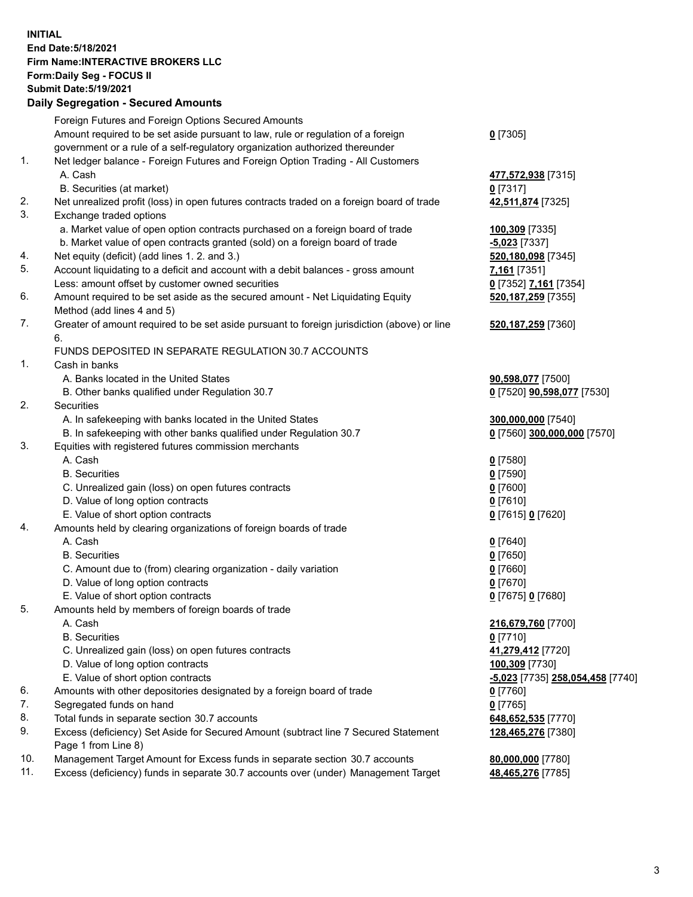**INITIAL**
**End Date:5/18/2021**
**Firm Name:INTERACTIVE BROKERS LLC**
**Form:Daily Seg - FOCUS II**
**Submit Date:5/19/2021**

## Daily Segregation - Secured Amounts

| | | |
|---|---|---|
| | Foreign Futures and Foreign Options Secured Amounts | |
| | Amount required to be set aside pursuant to law, rule or regulation of a foreign government or a rule of a self-regulatory organization authorized thereunder | **0** [7305] |
| 1. | Net ledger balance - Foreign Futures and Foreign Option Trading - All Customers | |
| | A. Cash | **477,572,938** [7315] |
| | B. Securities (at market) | **0** [7317] |
| 2. | Net unrealized profit (loss) in open futures contracts traded on a foreign board of trade | **42,511,874** [7325] |
| 3. | Exchange traded options | |
| | a. Market value of open option contracts purchased on a foreign board of trade | **100,309** [7335] |
| | b. Market value of open contracts granted (sold) on a foreign board of trade | **-5,023** [7337] |
| 4. | Net equity (deficit) (add lines 1. 2. and 3.) | **520,180,098** [7345] |
| 5. | Account liquidating to a deficit and account with a debit balances - gross amount | **7,161** [7351] |
| | Less: amount offset by customer owned securities | **0** [7352] **7,161** [7354] |
| 6. | Amount required to be set aside as the secured amount - Net Liquidating Equity Method (add lines 4 and 5) | **520,187,259** [7355] |
| 7. | Greater of amount required to be set aside pursuant to foreign jurisdiction (above) or line 6. | **520,187,259** [7360] |
| | FUNDS DEPOSITED IN SEPARATE REGULATION 30.7 ACCOUNTS | |
| 1. | Cash in banks | |
| | A. Banks located in the United States | **90,598,077** [7500] |
| | B. Other banks qualified under Regulation 30.7 | **0** [7520] **90,598,077** [7530] |
| 2. | Securities | |
| | A. In safekeeping with banks located in the United States | **300,000,000** [7540] |
| | B. In safekeeping with other banks qualified under Regulation 30.7 | **0** [7560] **300,000,000** [7570] |
| 3. | Equities with registered futures commission merchants | |
| | A. Cash | **0** [7580] |
| | B. Securities | **0** [7590] |
| | C. Unrealized gain (loss) on open futures contracts | **0** [7600] |
| | D. Value of long option contracts | **0** [7610] |
| | E. Value of short option contracts | **0** [7615] **0** [7620] |
| 4. | Amounts held by clearing organizations of foreign boards of trade | |
| | A. Cash | **0** [7640] |
| | B. Securities | **0** [7650] |
| | C. Amount due to (from) clearing organization - daily variation | **0** [7660] |
| | D. Value of long option contracts | **0** [7670] |
| | E. Value of short option contracts | **0** [7675] **0** [7680] |
| 5. | Amounts held by members of foreign boards of trade | |
| | A. Cash | **216,679,760** [7700] |
| | B. Securities | **0** [7710] |
| | C. Unrealized gain (loss) on open futures contracts | **41,279,412** [7720] |
| | D. Value of long option contracts | **100,309** [7730] |
| | E. Value of short option contracts | **-5,023** [7735] **258,054,458** [7740] |
| 6. | Amounts with other depositories designated by a foreign board of trade | **0** [7760] |
| 7. | Segregated funds on hand | **0** [7765] |
| 8. | Total funds in separate section 30.7 accounts | **648,652,535** [7770] |
| 9. | Excess (deficiency) Set Aside for Secured Amount (subtract line 7 Secured Statement Page 1 from Line 8) | **128,465,276** [7380] |
| 10. | Management Target Amount for Excess funds in separate section 30.7 accounts | **80,000,000** [7780] |
| 11. | Excess (deficiency) funds in separate 30.7 accounts over (under) Management Target | **48,465,276** [7785] |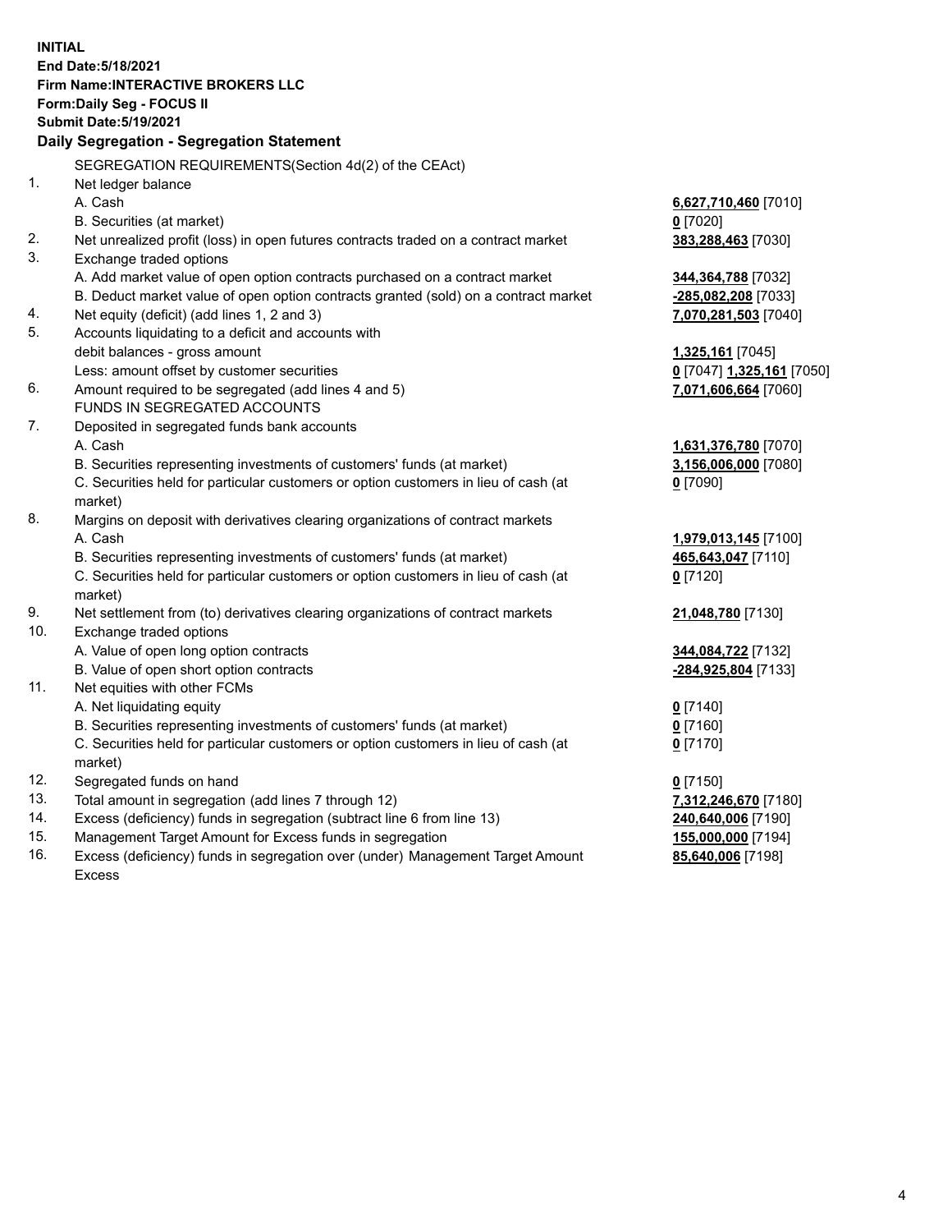**INITIAL**
**End Date:5/18/2021**
**Firm Name:INTERACTIVE BROKERS LLC**
**Form:Daily Seg - FOCUS II**
**Submit Date:5/19/2021**

### Daily Segregation - Segregation Statement

| | | |
|---|---|---|
| | SEGREGATION REQUIREMENTS(Section 4d(2) of the CEAct) | |
| 1. | Net ledger balance | |
| | A. Cash | **6,627,710,460** [7010] |
| | B. Securities (at market) | **0** [7020] |
| 2. | Net unrealized profit (loss) in open futures contracts traded on a contract market | **383,288,463** [7030] |
| 3. | Exchange traded options | |
| | A. Add market value of open option contracts purchased on a contract market | **344,364,788** [7032] |
| | B. Deduct market value of open option contracts granted (sold) on a contract market | **-285,082,208** [7033] |
| 4. | Net equity (deficit) (add lines 1, 2 and 3) | **7,070,281,503** [7040] |
| 5. | Accounts liquidating to a deficit and accounts with | |
| | debit balances - gross amount | **1,325,161** [7045] |
| | Less: amount offset by customer securities | **0** [7047] **1,325,161** [7050] |
| 6. | Amount required to be segregated (add lines 4 and 5) | **7,071,606,664** [7060] |
| | FUNDS IN SEGREGATED ACCOUNTS | |
| 7. | Deposited in segregated funds bank accounts | |
| | A. Cash | **1,631,376,780** [7070] |
| | B. Securities representing investments of customers' funds (at market) | **3,156,006,000** [7080] |
| | C. Securities held for particular customers or option customers in lieu of cash (at market) | **0** [7090] |
| 8. | Margins on deposit with derivatives clearing organizations of contract markets | |
| | A. Cash | **1,979,013,145** [7100] |
| | B. Securities representing investments of customers' funds (at market) | **465,643,047** [7110] |
| | C. Securities held for particular customers or option customers in lieu of cash (at market) | **0** [7120] |
| 9. | Net settlement from (to) derivatives clearing organizations of contract markets | **21,048,780** [7130] |
| 10. | Exchange traded options | |
| | A. Value of open long option contracts | **344,084,722** [7132] |
| | B. Value of open short option contracts | **-284,925,804** [7133] |
| 11. | Net equities with other FCMs | |
| | A. Net liquidating equity | **0** [7140] |
| | B. Securities representing investments of customers' funds (at market) | **0** [7160] |
| | C. Securities held for particular customers or option customers in lieu of cash (at market) | **0** [7170] |
| 12. | Segregated funds on hand | **0** [7150] |
| 13. | Total amount in segregation (add lines 7 through 12) | **7,312,246,670** [7180] |
| 14. | Excess (deficiency) funds in segregation (subtract line 6 from line 13) | **240,640,006** [7190] |
| 15. | Management Target Amount for Excess funds in segregation | **155,000,000** [7194] |
| 16. | Excess (deficiency) funds in segregation over (under) Management Target Amount Excess | **85,640,006** [7198] |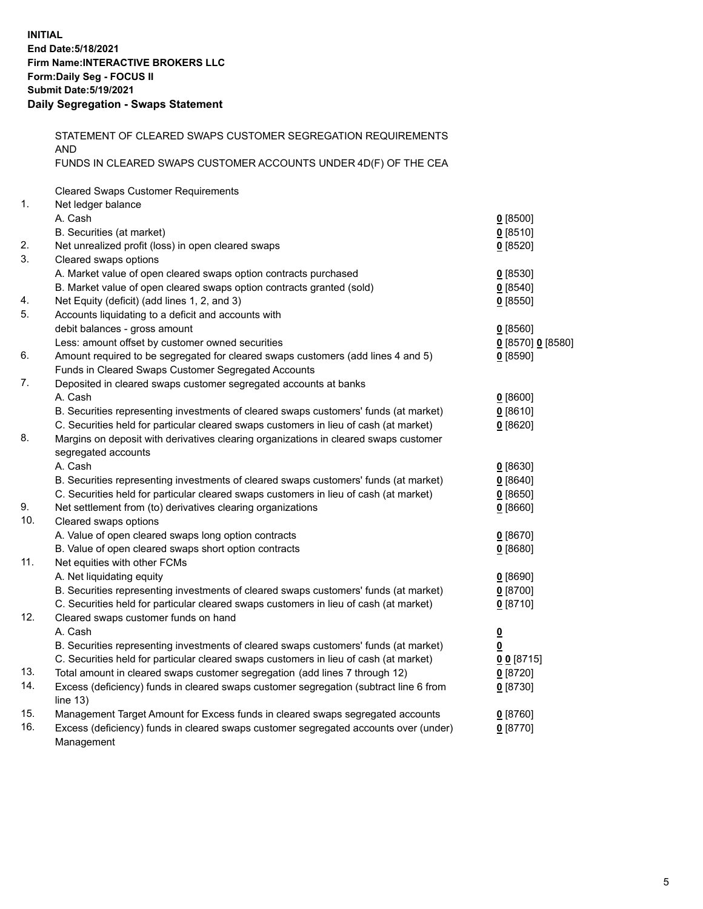**INITIAL**
**End Date:5/18/2021**
**Firm Name:INTERACTIVE BROKERS LLC**
**Form:Daily Seg - FOCUS II**
**Submit Date:5/19/2021**
**Daily Segregation - Swaps Statement**

STATEMENT OF CLEARED SWAPS CUSTOMER SEGREGATION REQUIREMENTS AND FUNDS IN CLEARED SWAPS CUSTOMER ACCOUNTS UNDER 4D(F) OF THE CEA

| | | |
|---|---|---|
| | Cleared Swaps Customer Requirements | |
| 1. | Net ledger balance | |
| | A. Cash | 0 [8500] |
| | B. Securities (at market) | 0 [8510] |
| 2. | Net unrealized profit (loss) in open cleared swaps | 0 [8520] |
| 3. | Cleared swaps options | |
| | A. Market value of open cleared swaps option contracts purchased | 0 [8530] |
| | B. Market value of open cleared swaps option contracts granted (sold) | 0 [8540] |
| 4. | Net Equity (deficit) (add lines 1, 2, and 3) | 0 [8550] |
| 5. | Accounts liquidating to a deficit and accounts with debit balances - gross amount | 0 [8560] |
| | Less: amount offset by customer owned securities | 0 [8570] 0 [8580] |
| 6. | Amount required to be segregated for cleared swaps customers (add lines 4 and 5) | 0 [8590] |
| | Funds in Cleared Swaps Customer Segregated Accounts | |
| 7. | Deposited in cleared swaps customer segregated accounts at banks | |
| | A. Cash | 0 [8600] |
| | B. Securities representing investments of cleared swaps customers' funds (at market) | 0 [8610] |
| | C. Securities held for particular cleared swaps customers in lieu of cash (at market) | 0 [8620] |
| 8. | Margins on deposit with derivatives clearing organizations in cleared swaps customer segregated accounts | |
| | A. Cash | 0 [8630] |
| | B. Securities representing investments of cleared swaps customers' funds (at market) | 0 [8640] |
| | C. Securities held for particular cleared swaps customers in lieu of cash (at market) | 0 [8650] |
| 9. | Net settlement from (to) derivatives clearing organizations | 0 [8660] |
| 10. | Cleared swaps options | |
| | A. Value of open cleared swaps long option contracts | 0 [8670] |
| | B. Value of open cleared swaps short option contracts | 0 [8680] |
| 11. | Net equities with other FCMs | |
| | A. Net liquidating equity | 0 [8690] |
| | B. Securities representing investments of cleared swaps customers' funds (at market) | 0 [8700] |
| | C. Securities held for particular cleared swaps customers in lieu of cash (at market) | 0 [8710] |
| 12. | Cleared swaps customer funds on hand | |
| | A. Cash | 0 |
| | B. Securities representing investments of cleared swaps customers' funds (at market) | 0 |
| | C. Securities held for particular cleared swaps customers in lieu of cash (at market) | 0 0 [8715] |
| 13. | Total amount in cleared swaps customer segregation (add lines 7 through 12) | 0 [8720] |
| 14. | Excess (deficiency) funds in cleared swaps customer segregation (subtract line 6 from line 13) | 0 [8730] |
| 15. | Management Target Amount for Excess funds in cleared swaps segregated accounts | 0 [8760] |
| 16. | Excess (deficiency) funds in cleared swaps customer segregated accounts over (under) Management | 0 [8770] |